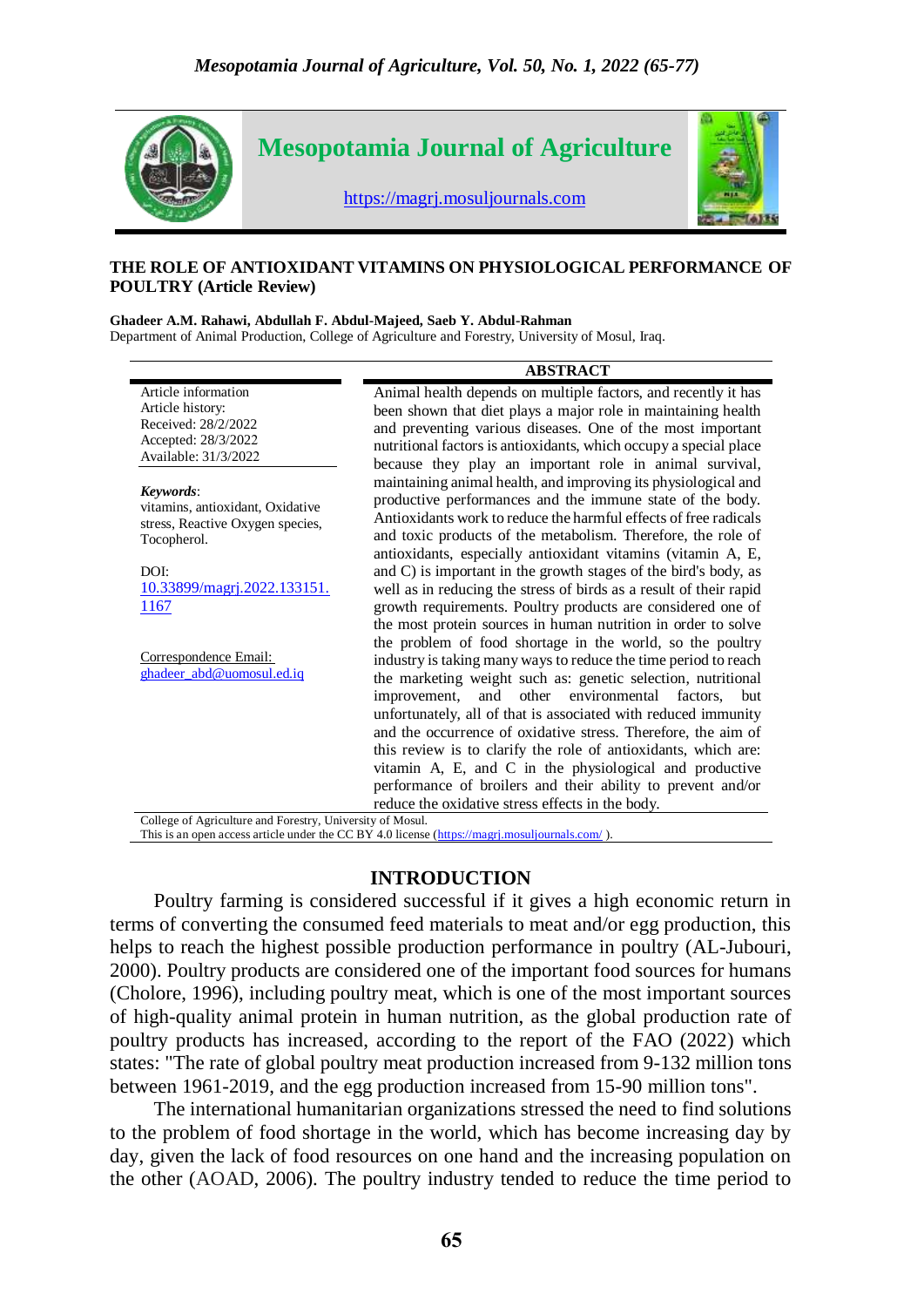# Mesopotamia Journal of Agriculture

https://magrj.mosuljournals.com

## THE ROLE OF ANTIOXIDANT VITAMINS ON PHYSIOLOGICAL PERFORMANCE OF POULTRY (Article Review)

**Ghadeer A.M. Rahawi, Abdullah F. Abdul-Majeed, Saeb Y. Abdul-Rahman**
Department of Animal Production, College of Agriculture and Forestry, University of Mosul, Iraq.

Article information
Article history:
Received: 28/2/2022
Accepted: 28/3/2022
Available: 31/3/2022

***Keywords***:
vitamins, antioxidant, Oxidative stress, Reactive Oxygen species, Tocopherol.

DOI:
10.33899/magrj.2022.133151.1167

Correspondence Email:
ghadeer_abd@uomosul.ed.iq

### ABSTRACT

Animal health depends on multiple factors, and recently it has been shown that diet plays a major role in maintaining health and preventing various diseases. One of the most important nutritional factors is antioxidants, which occupy a special place because they play an important role in animal survival, maintaining animal health, and improving its physiological and productive performances and the immune state of the body. Antioxidants work to reduce the harmful effects of free radicals and toxic products of the metabolism. Therefore, the role of antioxidants, especially antioxidant vitamins (vitamin A, E, and C) is important in the growth stages of the bird's body, as well as in reducing the stress of birds as a result of their rapid growth requirements. Poultry products are considered one of the most protein sources in human nutrition in order to solve the problem of food shortage in the world, so the poultry industry is taking many ways to reduce the time period to reach the marketing weight such as: genetic selection, nutritional improvement, and other environmental factors, but unfortunately, all of that is associated with reduced immunity and the occurrence of oxidative stress. Therefore, the aim of this review is to clarify the role of antioxidants, which are: vitamin A, E, and C in the physiological and productive performance of broilers and their ability to prevent and/or reduce the oxidative stress effects in the body.

College of Agriculture and Forestry, University of Mosul.
This is an open access article under the CC BY 4.0 license (https://magrj.mosuljournals.com/ ).

## INTRODUCTION

Poultry farming is considered successful if it gives a high economic return in terms of converting the consumed feed materials to meat and/or egg production, this helps to reach the highest possible production performance in poultry (AL-Jubouri, 2000). Poultry products are considered one of the important food sources for humans (Cholore, 1996), including poultry meat, which is one of the most important sources of high-quality animal protein in human nutrition, as the global production rate of poultry products has increased, according to the report of the FAO (2022) which states: "The rate of global poultry meat production increased from 9-132 million tons between 1961-2019, and the egg production increased from 15-90 million tons".

The international humanitarian organizations stressed the need to find solutions to the problem of food shortage in the world, which has become increasing day by day, given the lack of food resources on one hand and the increasing population on the other (AOAD, 2006). The poultry industry tended to reduce the time period to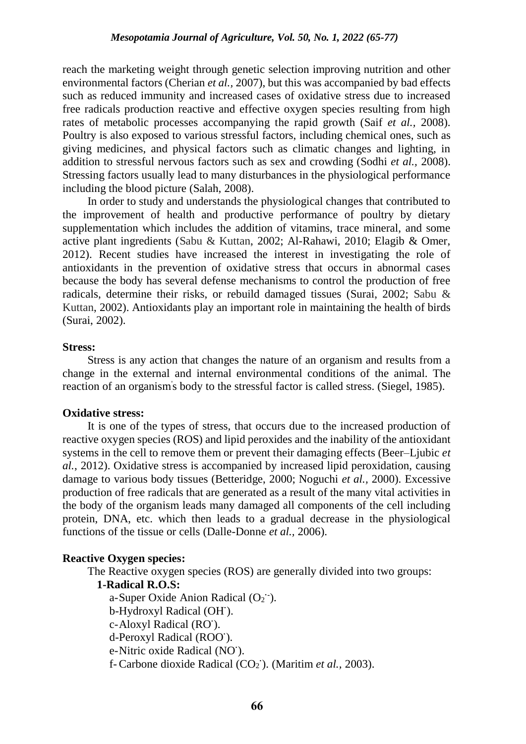reach the marketing weight through genetic selection improving nutrition and other environmental factors (Cherian *et al.*, 2007), but this was accompanied by bad effects such as reduced immunity and increased cases of oxidative stress due to increased free radicals production reactive and effective oxygen species resulting from high rates of metabolic processes accompanying the rapid growth (Saif *et al.*, 2008). Poultry is also exposed to various stressful factors, including chemical ones, such as giving medicines, and physical factors such as climatic changes and lighting, in addition to stressful nervous factors such as sex and crowding (Sodhi *et al.*, 2008). Stressing factors usually lead to many disturbances in the physiological performance including the blood picture (Salah, 2008).

In order to study and understands the physiological changes that contributed to the improvement of health and productive performance of poultry by dietary supplementation which includes the addition of vitamins, trace mineral, and some active plant ingredients (Sabu & Kuttan, 2002; Al-Rahawi, 2010; Elagib & Omer, 2012). Recent studies have increased the interest in investigating the role of antioxidants in the prevention of oxidative stress that occurs in abnormal cases because the body has several defense mechanisms to control the production of free radicals, determine their risks, or rebuild damaged tissues (Surai, 2002; Sabu & Kuttan, 2002). Antioxidants play an important role in maintaining the health of birds (Surai, 2002).

**Stress:**

Stress is any action that changes the nature of an organism and results from a change in the external and internal environmental conditions of the animal. The reaction of an organism's body to the stressful factor is called stress. (Siegel, 1985).

**Oxidative stress:**

It is one of the types of stress, that occurs due to the increased production of reactive oxygen species (ROS) and lipid peroxides and the inability of the antioxidant systems in the cell to remove them or prevent their damaging effects (Beer–Ljubic *et al.*, 2012). Oxidative stress is accompanied by increased lipid peroxidation, causing damage to various body tissues (Betteridge, 2000; Noguchi *et al.*, 2000). Excessive production of free radicals that are generated as a result of the many vital activities in the body of the organism leads many damaged all components of the cell including protein, DNA, etc. which then leads to a gradual decrease in the physiological functions of the tissue or cells (Dalle-Donne *et al.*, 2006).

**Reactive Oxygen species:**

The Reactive oxygen species (ROS) are generally divided into two groups:

**1-Radical R.O.S:**

a-Super Oxide Anion Radical ($O_2^{\cdot -}$).

b-Hydroxyl Radical ($OH^{\cdot}$).

c-Aloxyl Radical ($RO^{\cdot}$).

d-Peroxyl Radical ($ROO^{\cdot}$).

e-Nitric oxide Radical ($NO^{\cdot}$).

f-Carbone dioxide Radical ($CO_2^{\cdot}$). (Maritim *et al.*, 2003).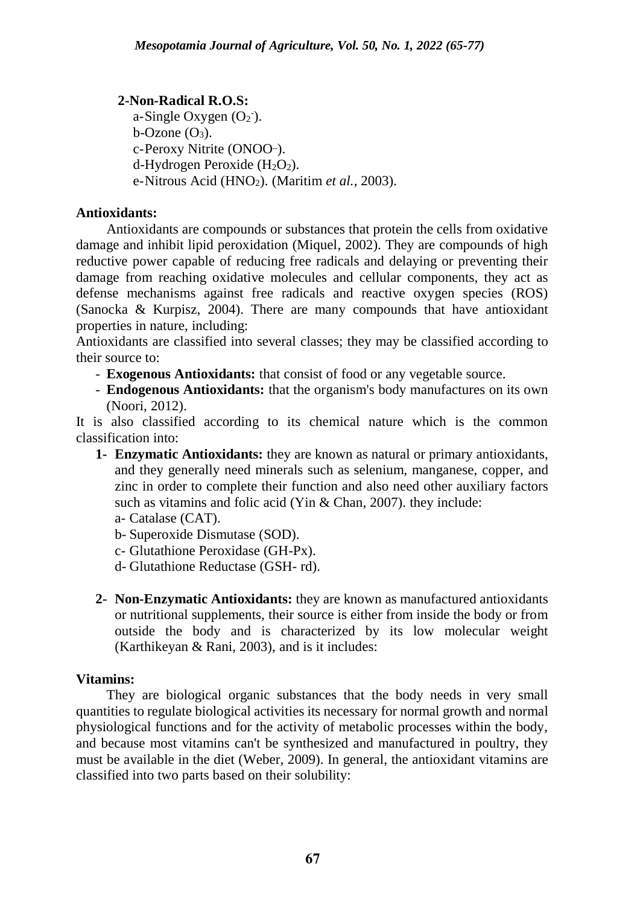**2-Non-Radical R.O.S:**

a-Single Oxygen ($O_2^-$).
b-Ozone ($O_3$).
c-Peroxy Nitrite ($ONOO^-$).
d-Hydrogen Peroxide ($H_2O_2$).
e-Nitrous Acid ($HNO_2$). (Maritim *et al.*, 2003).

**Antioxidants:**

Antioxidants are compounds or substances that protein the cells from oxidative damage and inhibit lipid peroxidation (Miquel, 2002). They are compounds of high reductive power capable of reducing free radicals and delaying or preventing their damage from reaching oxidative molecules and cellular components, they act as defense mechanisms against free radicals and reactive oxygen species (ROS) (Sanocka & Kurpisz, 2004). There are many compounds that have antioxidant properties in nature, including:

Antioxidants are classified into several classes; they may be classified according to their source to:

- **Exogenous Antioxidants:** that consist of food or any vegetable source.
- **Endogenous Antioxidants:** that the organism's body manufactures on its own (Noori, 2012).

It is also classified according to its chemical nature which is the common classification into:

1- **Enzymatic Antioxidants:** they are known as natural or primary antioxidants, and they generally need minerals such as selenium, manganese, copper, and zinc in order to complete their function and also need other auxiliary factors such as vitamins and folic acid (Yin & Chan, 2007). they include:
   a- Catalase (CAT).
   b- Superoxide Dismutase (SOD).
   c- Glutathione Peroxidase (GH-Px).
   d- Glutathione Reductase (GSH- rd).

2- **Non-Enzymatic Antioxidants:** they are known as manufactured antioxidants or nutritional supplements, their source is either from inside the body or from outside the body and is characterized by its low molecular weight (Karthikeyan & Rani, 2003), and is it includes:

**Vitamins:**

They are biological organic substances that the body needs in very small quantities to regulate biological activities its necessary for normal growth and normal physiological functions and for the activity of metabolic processes within the body, and because most vitamins can't be synthesized and manufactured in poultry, they must be available in the diet (Weber, 2009). In general, the antioxidant vitamins are classified into two parts based on their solubility: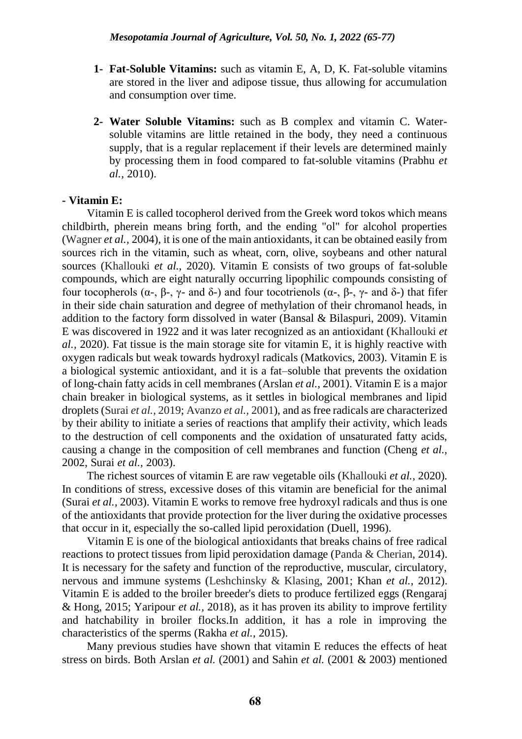1- **Fat-Soluble Vitamins:** such as vitamin E, A, D, K. Fat-soluble vitamins are stored in the liver and adipose tissue, thus allowing for accumulation and consumption over time.

2- **Water Soluble Vitamins:** such as B complex and vitamin C. Water-soluble vitamins are little retained in the body, they need a continuous supply, that is a regular replacement if their levels are determined mainly by processing them in food compared to fat-soluble vitamins (Prabhu *et al.*, 2010).

**- Vitamin E:**

Vitamin E is called tocopherol derived from the Greek word tokos which means childbirth, pherein means bring forth, and the ending "ol" for alcohol properties (Wagner *et al.*, 2004), it is one of the main antioxidants, it can be obtained easily from sources rich in the vitamin, such as wheat, corn, olive, soybeans and other natural sources (Khallouki *et al.*, 2020). Vitamin E consists of two groups of fat-soluble compounds, which are eight naturally occurring lipophilic compounds consisting of four tocopherols (α-, β-, γ- and δ-) and four tocotrienols (α-, β-, γ- and δ-) that fifer in their side chain saturation and degree of methylation of their chromanol heads, in addition to the factory form dissolved in water (Bansal & Bilaspuri, 2009). Vitamin E was discovered in 1922 and it was later recognized as an antioxidant (Khallouki *et al.*, 2020). Fat tissue is the main storage site for vitamin E, it is highly reactive with oxygen radicals but weak towards hydroxyl radicals (Matkovics, 2003). Vitamin E is a biological systemic antioxidant, and it is a fat–soluble that prevents the oxidation of long-chain fatty acids in cell membranes (Arslan *et al.*, 2001). Vitamin E is a major chain breaker in biological systems, as it settles in biological membranes and lipid droplets (Surai *et al.*, 2019; Avanzo *et al.*, 2001), and as free radicals are characterized by their ability to initiate a series of reactions that amplify their activity, which leads to the destruction of cell components and the oxidation of unsaturated fatty acids, causing a change in the composition of cell membranes and function (Cheng *et al.*, 2002, Surai *et al.*, 2003).

The richest sources of vitamin E are raw vegetable oils (Khallouki *et al.*, 2020). In conditions of stress, excessive doses of this vitamin are beneficial for the animal (Surai *et al.*, 2003). Vitamin E works to remove free hydroxyl radicals and thus is one of the antioxidants that provide protection for the liver during the oxidative processes that occur in it, especially the so-called lipid peroxidation (Duell, 1996).

Vitamin E is one of the biological antioxidants that breaks chains of free radical reactions to protect tissues from lipid peroxidation damage (Panda & Cherian, 2014). It is necessary for the safety and function of the reproductive, muscular, circulatory, nervous and immune systems (Leshchinsky & Klasing, 2001; Khan *et al.*, 2012). Vitamin E is added to the broiler breeder's diets to produce fertilized eggs (Rengaraj & Hong, 2015; Yaripour *et al.*, 2018), as it has proven its ability to improve fertility and hatchability in broiler flocks.In addition, it has a role in improving the characteristics of the sperms (Rakha *et al.*, 2015).

Many previous studies have shown that vitamin E reduces the effects of heat stress on birds. Both Arslan *et al.* (2001) and Sahin *et al.* (2001 & 2003) mentioned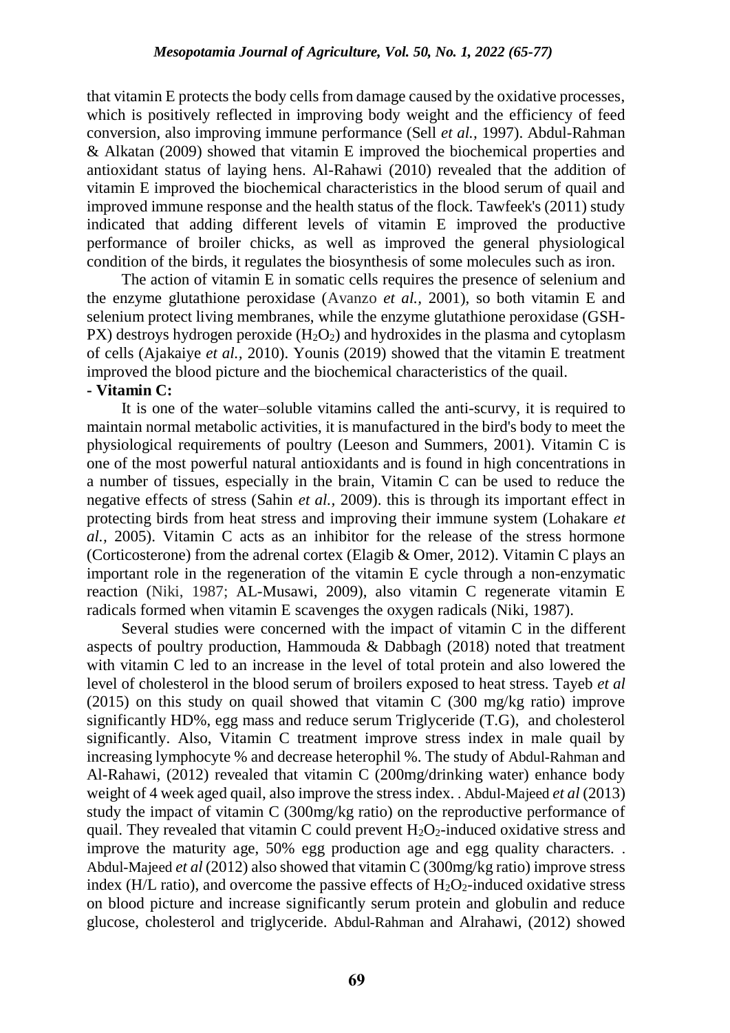that vitamin E protects the body cells from damage caused by the oxidative processes, which is positively reflected in improving body weight and the efficiency of feed conversion, also improving immune performance (Sell *et al.,* 1997). Abdul-Rahman & Alkatan (2009) showed that vitamin E improved the biochemical properties and antioxidant status of laying hens. Al-Rahawi (2010) revealed that the addition of vitamin E improved the biochemical characteristics in the blood serum of quail and improved immune response and the health status of the flock. Tawfeek's (2011) study indicated that adding different levels of vitamin E improved the productive performance of broiler chicks, as well as improved the general physiological condition of the birds, it regulates the biosynthesis of some molecules such as iron.

The action of vitamin E in somatic cells requires the presence of selenium and the enzyme glutathione peroxidase (Avanzo *et al.,* 2001), so both vitamin E and selenium protect living membranes, while the enzyme glutathione peroxidase (GSH-PX) destroys hydrogen peroxide ($H_2O_2$) and hydroxides in the plasma and cytoplasm of cells (Ajakaiye *et al.,* 2010). Younis (2019) showed that the vitamin E treatment improved the blood picture and the biochemical characteristics of the quail.

**- Vitamin C:**

It is one of the water–soluble vitamins called the anti-scurvy, it is required to maintain normal metabolic activities, it is manufactured in the bird's body to meet the physiological requirements of poultry (Leeson and Summers, 2001). Vitamin C is one of the most powerful natural antioxidants and is found in high concentrations in a number of tissues, especially in the brain, Vitamin C can be used to reduce the negative effects of stress (Sahin *et al.,* 2009). this is through its important effect in protecting birds from heat stress and improving their immune system (Lohakare *et al.,* 2005). Vitamin C acts as an inhibitor for the release of the stress hormone (Corticosterone) from the adrenal cortex (Elagib & Omer, 2012). Vitamin C plays an important role in the regeneration of the vitamin E cycle through a non-enzymatic reaction (Niki, 1987; AL-Musawi, 2009), also vitamin C regenerate vitamin E radicals formed when vitamin E scavenges the oxygen radicals (Niki, 1987).

Several studies were concerned with the impact of vitamin C in the different aspects of poultry production, Hammouda & Dabbagh (2018) noted that treatment with vitamin C led to an increase in the level of total protein and also lowered the level of cholesterol in the blood serum of broilers exposed to heat stress. Tayeb *et al* (2015) on this study on quail showed that vitamin C (300 mg/kg ratio) improve significantly HD%, egg mass and reduce serum Triglyceride (T.G), and cholesterol significantly. Also, Vitamin C treatment improve stress index in male quail by increasing lymphocyte % and decrease heterophil %. The study of Abdul-Rahman and Al-Rahawi, (2012) revealed that vitamin C (200mg/drinking water) enhance body weight of 4 week aged quail, also improve the stress index. . Abdul-Majeed *et al* (2013) study the impact of vitamin C (300mg/kg ratio) on the reproductive performance of quail. They revealed that vitamin C could prevent $H_2O_2$-induced oxidative stress and improve the maturity age, 50% egg production age and egg quality characters. . Abdul-Majeed *et al* (2012) also showed that vitamin C (300mg/kg ratio) improve stress index (H/L ratio), and overcome the passive effects of $H_2O_2$-induced oxidative stress on blood picture and increase significantly serum protein and globulin and reduce glucose, cholesterol and triglyceride. Abdul-Rahman and Alrahawi, (2012) showed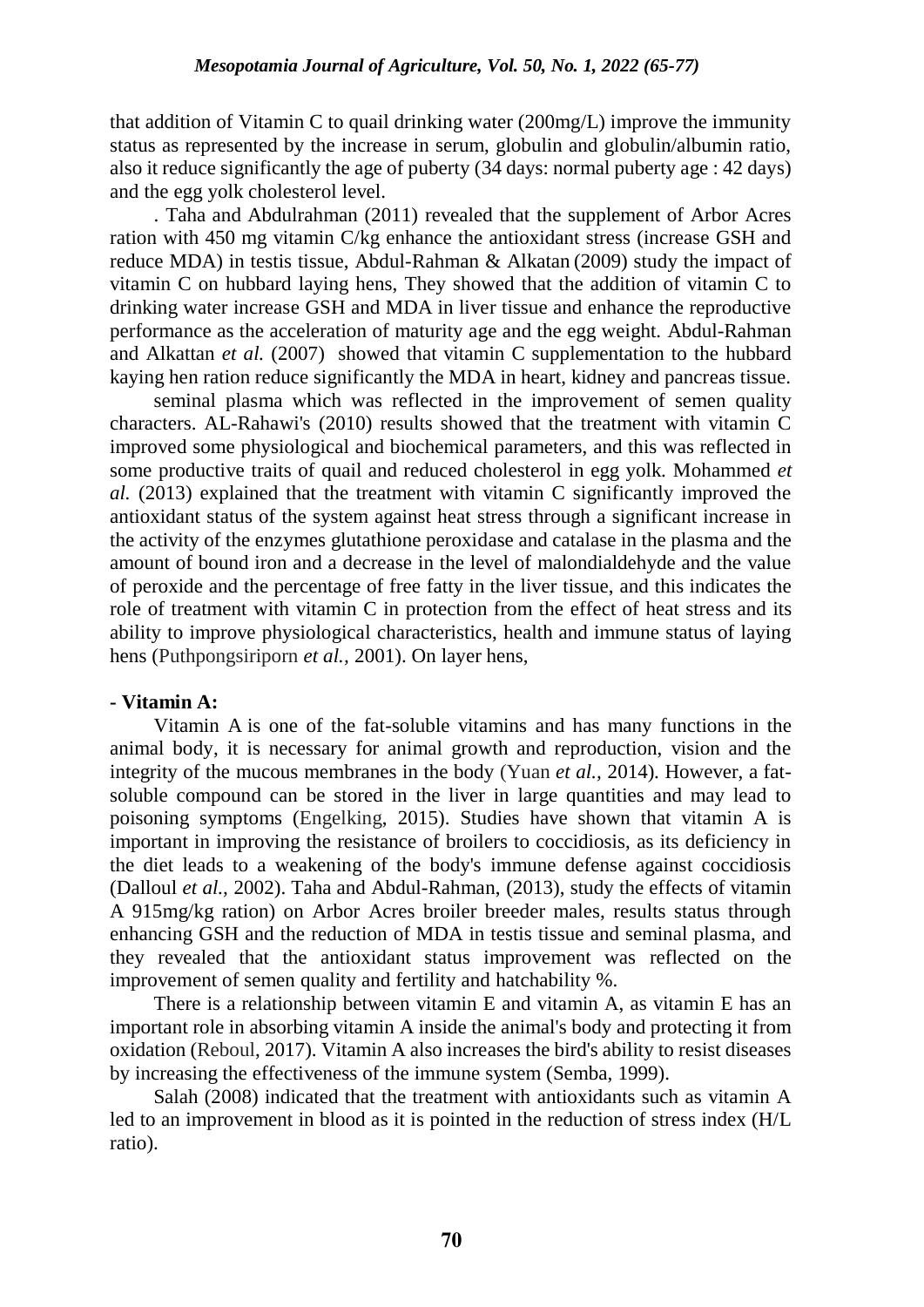that addition of Vitamin C to quail drinking water (200mg/L) improve the immunity status as represented by the increase in serum, globulin and globulin/albumin ratio, also it reduce significantly the age of puberty (34 days: normal puberty age : 42 days) and the egg yolk cholesterol level.

. Taha and Abdulrahman (2011) revealed that the supplement of Arbor Acres ration with 450 mg vitamin C/kg enhance the antioxidant stress (increase GSH and reduce MDA) in testis tissue, Abdul-Rahman & Alkatan (2009) study the impact of vitamin C on hubbard laying hens, They showed that the addition of vitamin C to drinking water increase GSH and MDA in liver tissue and enhance the reproductive performance as the acceleration of maturity age and the egg weight. Abdul-Rahman and Alkattan *et al.* (2007) showed that vitamin C supplementation to the hubbard kaying hen ration reduce significantly the MDA in heart, kidney and pancreas tissue.

seminal plasma which was reflected in the improvement of semen quality characters. AL-Rahawi's (2010) results showed that the treatment with vitamin C improved some physiological and biochemical parameters, and this was reflected in some productive traits of quail and reduced cholesterol in egg yolk. Mohammed *et al.* (2013) explained that the treatment with vitamin C significantly improved the antioxidant status of the system against heat stress through a significant increase in the activity of the enzymes glutathione peroxidase and catalase in the plasma and the amount of bound iron and a decrease in the level of malondialdehyde and the value of peroxide and the percentage of free fatty in the liver tissue, and this indicates the role of treatment with vitamin C in protection from the effect of heat stress and its ability to improve physiological characteristics, health and immune status of laying hens (Puthpongsiriporn *et al.,* 2001). On layer hens,

**- Vitamin A:**

Vitamin A is one of the fat-soluble vitamins and has many functions in the animal body, it is necessary for animal growth and reproduction, vision and the integrity of the mucous membranes in the body (Yuan *et al.,* 2014). However, a fat-soluble compound can be stored in the liver in large quantities and may lead to poisoning symptoms (Engelking, 2015). Studies have shown that vitamin A is important in improving the resistance of broilers to coccidiosis, as its deficiency in the diet leads to a weakening of the body's immune defense against coccidiosis (Dalloul *et al.,* 2002). Taha and Abdul-Rahman, (2013), study the effects of vitamin A 915mg/kg ration) on Arbor Acres broiler breeder males, results status through enhancing GSH and the reduction of MDA in testis tissue and seminal plasma, and they revealed that the antioxidant status improvement was reflected on the improvement of semen quality and fertility and hatchability %.

There is a relationship between vitamin E and vitamin A, as vitamin E has an important role in absorbing vitamin A inside the animal's body and protecting it from oxidation (Reboul, 2017). Vitamin A also increases the bird's ability to resist diseases by increasing the effectiveness of the immune system (Semba, 1999).

Salah (2008) indicated that the treatment with antioxidants such as vitamin A led to an improvement in blood as it is pointed in the reduction of stress index (H/L ratio).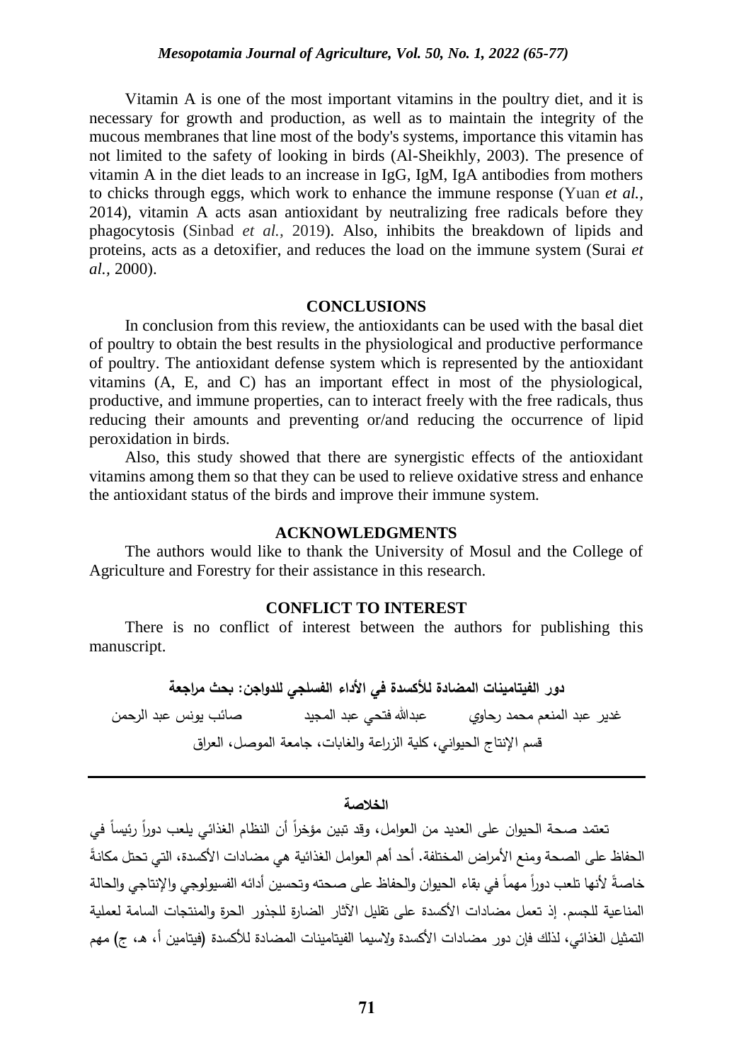Vitamin A is one of the most important vitamins in the poultry diet, and it is necessary for growth and production, as well as to maintain the integrity of the mucous membranes that line most of the body's systems, importance this vitamin has not limited to the safety of looking in birds (Al-Sheikhly, 2003). The presence of vitamin A in the diet leads to an increase in IgG, IgM, IgA antibodies from mothers to chicks through eggs, which work to enhance the immune response (Yuan *et al.*, 2014), vitamin A acts asan antioxidant by neutralizing free radicals before they phagocytosis (Sinbad *et al.*, 2019). Also, inhibits the breakdown of lipids and proteins, acts as a detoxifier, and reduces the load on the immune system (Surai *et al.*, 2000).

## CONCLUSIONS

In conclusion from this review, the antioxidants can be used with the basal diet of poultry to obtain the best results in the physiological and productive performance of poultry. The antioxidant defense system which is represented by the antioxidant vitamins (A, E, and C) has an important effect in most of the physiological, productive, and immune properties, can to interact freely with the free radicals, thus reducing their amounts and preventing or/and reducing the occurrence of lipid peroxidation in birds.

Also, this study showed that there are synergistic effects of the antioxidant vitamins among them so that they can be used to relieve oxidative stress and enhance the antioxidant status of the birds and improve their immune system.

## ACKNOWLEDGMENTS

The authors would like to thank the University of Mosul and the College of Agriculture and Forestry for their assistance in this research.

## CONFLICT TO INTEREST

There is no conflict of interest between the authors for publishing this manuscript.

## دور الفيتامينات المضادة للأكسدة في الأداء الفسلجي للدواجن: بحث مراجعة

غدير عبد المنعم محمد رحاوي     عبدالله فتحي عبد المجيد     صائب يونس عبد الرحمن

قسم الإنتاج الحيواني، كلية الزراعة والغابات، جامعة الموصل، العراق

## الخلاصة

تعتمد صحة الحيوان على العديد من العوامل، وقد تبين مؤخراً أن النظام الغذائي يلعب دوراً رئيساً في الحفاظ على الصحة ومنع الأمراض المختلفة. أحد أهم العوامل الغذائية هي مضادات الأكسدة، التي تحتل مكانةً خاصةً لأنها تلعب دوراً مهماً في بقاء الحيوان والحفاظ على صحته وتحسين أدائه الفسيولوجي والإنتاجي والحالة المناعية للجسم. إذ تعمل مضادات الأكسدة على تقليل الآثار الضارة للجذور الحرة والمنتجات السامة لعملية التمثيل الغذائي، لذلك فإن دور مضادات الأكسدة ولاسيما الفيتامينات المضادة للأكسدة (فيتامين أ، هـ، ج) مهم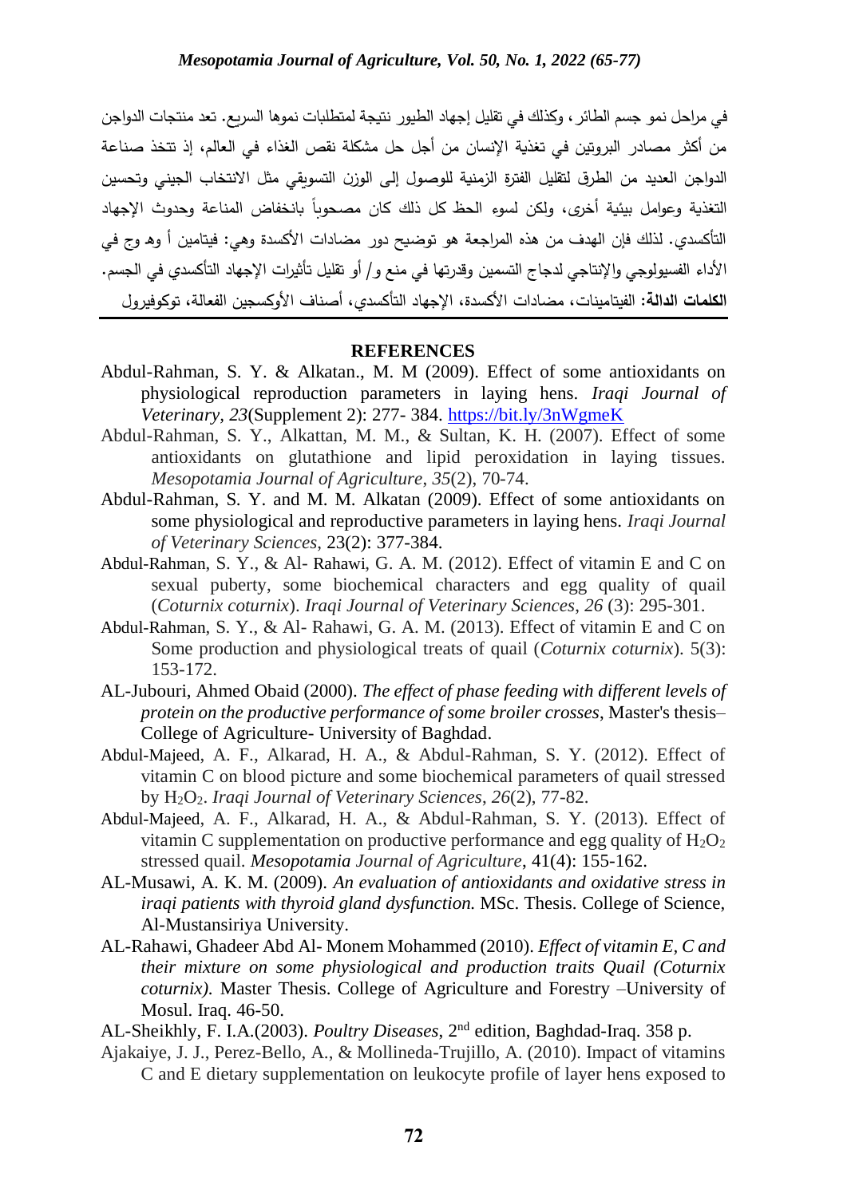في مراحل نمو جسم الطائر، وكذلك في تقليل إجهاد الطيور نتيجة لمتطلبات نموها السريع. تعد منتجات الدواجن من أكثر مصادر البروتين في تغذية الإنسان من أجل حل مشكلة نقص الغذاء في العالم، إذ تتخذ صناعة الدواجن العديد من الطرق لتقليل الفترة الزمنية للوصول إلى الوزن التسويقي مثل الانتخاب الجيني وتحسين التغذية وعوامل بيئية أخرى، ولكن لسوء الحظ كل ذلك كان مصحوباً بانخفاض المناعة وحدوث الإجهاد التأكسدي. لذلك فإن الهدف من هذه المراجعة هو توضيح دور مضادات الأكسدة وهي: فيتامين أ وهـ وج في الأداء الفسيولوجي والإنتاجي لدجاج التسمين وقدرتها في منع و/ أو تقليل تأثيرات الإجهاد التأكسدي في الجسم.

**الكلمات الدالة:** الفيتامينات، مضادات الأكسدة، الإجهاد التأكسدي، أصناف الأوكسجين الفعالة، توكوفيرول

## REFERENCES

Abdul-Rahman, S. Y. & Alkatan., M. M (2009). Effect of some antioxidants on physiological reproduction parameters in laying hens. *Iraqi Journal of Veterinary, 23*(Supplement 2): 277- 384. https://bit.ly/3nWgmeK

Abdul-Rahman, S. Y., Alkattan, M. M., & Sultan, K. H. (2007). Effect of some antioxidants on glutathione and lipid peroxidation in laying tissues. *Mesopotamia Journal of Agriculture*, *35*(2), 70-74.

Abdul-Rahman, S. Y. and M. M. Alkatan (2009). Effect of some antioxidants on some physiological and reproductive parameters in laying hens. *Iraqi Journal of Veterinary Sciences*, 23(2): 377-384.

Abdul-Rahman, S. Y., & Al- Rahawi, G. A. M. (2012). Effect of vitamin E and C on sexual puberty, some biochemical characters and egg quality of quail (*Coturnix coturnix*). *Iraqi Journal of Veterinary Sciences*, *26* (3): 295-301.

Abdul-Rahman, S. Y., & Al- Rahawi, G. A. M. (2013). Effect of vitamin E and C on Some production and physiological treats of quail (*Coturnix coturnix*). 5(3): 153-172.

AL-Jubouri, Ahmed Obaid (2000). *The effect of phase feeding with different levels of protein on the productive performance of some broiler crosses*, Master's thesis– College of Agriculture- University of Baghdad.

Abdul-Majeed, A. F., Alkarad, H. A., & Abdul-Rahman, S. Y. (2012). Effect of vitamin C on blood picture and some biochemical parameters of quail stressed by $H_2O_2$. *Iraqi Journal of Veterinary Sciences*, *26*(2), 77-82.

Abdul-Majeed, A. F., Alkarad, H. A., & Abdul-Rahman, S. Y. (2013). Effect of vitamin C supplementation on productive performance and egg quality of $H_2O_2$ stressed quail. *Mesopotamia Journal of Agriculture*, 41(4): 155-162.

AL-Musawi, A. K. M. (2009). *An evaluation of antioxidants and oxidative stress in iraqi patients with thyroid gland dysfunction.* MSc. Thesis. College of Science, Al-Mustansiriya University.

AL-Rahawi, Ghadeer Abd Al- Monem Mohammed (2010). *Effect of vitamin E, C and their mixture on some physiological and production traits Quail (Coturnix coturnix).* Master Thesis. College of Agriculture and Forestry –University of Mosul. Iraq. 46-50.

AL-Sheikhly, F. I.A.(2003). *Poultry Diseases*, 2nd edition, Baghdad-Iraq. 358 p.

Ajakaiye, J. J., Perez-Bello, A., & Mollineda-Trujillo, A. (2010). Impact of vitamins C and E dietary supplementation on leukocyte profile of layer hens exposed to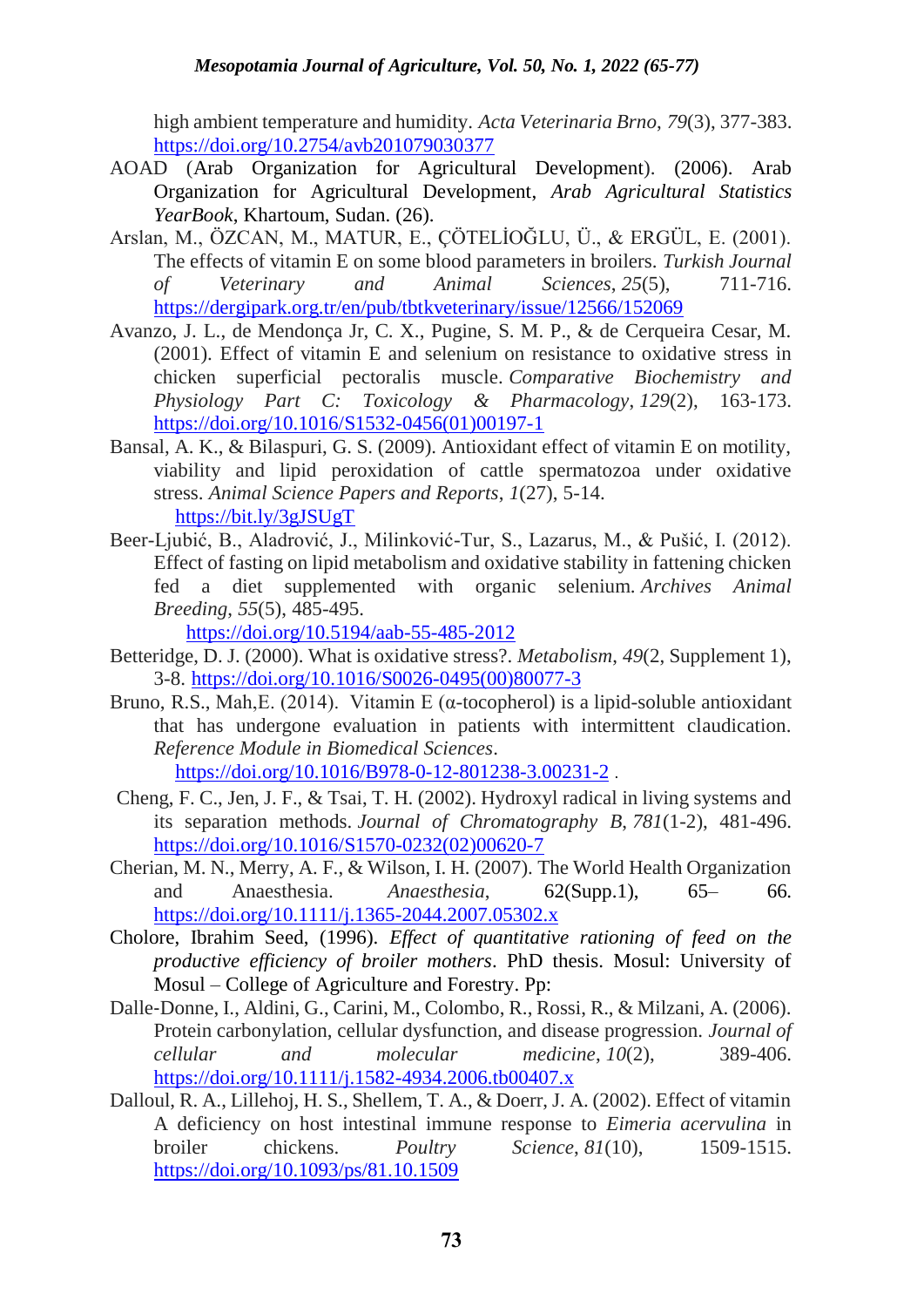high ambient temperature and humidity. *Acta Veterinaria Brno*, *79*(3), 377-383. https://doi.org/10.2754/avb201079030377

AOAD (Arab Organization for Agricultural Development). (2006). Arab Organization for Agricultural Development, *Arab Agricultural Statistics YearBook*, Khartoum, Sudan. (26).

Arslan, M., ÖZCAN, M., MATUR, E., ÇÖTELİOĞLU, Ü., & ERGÜL, E. (2001). The effects of vitamin E on some blood parameters in broilers. *Turkish Journal of Veterinary and Animal Sciences*, *25*(5), 711-716. https://dergipark.org.tr/en/pub/tbtkveterinary/issue/12566/152069

Avanzo, J. L., de Mendonça Jr, C. X., Pugine, S. M. P., & de Cerqueira Cesar, M. (2001). Effect of vitamin E and selenium on resistance to oxidative stress in chicken superficial pectoralis muscle. *Comparative Biochemistry and Physiology Part C: Toxicology & Pharmacology*, *129*(2), 163-173. https://doi.org/10.1016/S1532-0456(01)00197-1

Bansal, A. K., & Bilaspuri, G. S. (2009). Antioxidant effect of vitamin E on motility, viability and lipid peroxidation of cattle spermatozoa under oxidative stress. *Animal Science Papers and Reports*, *1*(27), 5-14. https://bit.ly/3gJSUgT

Beer-Ljubić, B., Aladrović, J., Milinković-Tur, S., Lazarus, M., & Pušić, I. (2012). Effect of fasting on lipid metabolism and oxidative stability in fattening chicken fed a diet supplemented with organic selenium. *Archives Animal Breeding*, *55*(5), 485-495. https://doi.org/10.5194/aab-55-485-2012

Betteridge, D. J. (2000). What is oxidative stress?. *Metabolism*, *49*(2, Supplement 1), 3-8. https://doi.org/10.1016/S0026-0495(00)80077-3

Bruno, R.S., Mah,E. (2014). Vitamin E (α-tocopherol) is a lipid-soluble antioxidant that has undergone evaluation in patients with intermittent claudication. *Reference Module in Biomedical Sciences*. https://doi.org/10.1016/B978-0-12-801238-3.00231-2 .

Cheng, F. C., Jen, J. F., & Tsai, T. H. (2002). Hydroxyl radical in living systems and its separation methods. *Journal of Chromatography B*, *781*(1-2), 481-496. https://doi.org/10.1016/S1570-0232(02)00620-7

Cherian, M. N., Merry, A. F., & Wilson, I. H. (2007). The World Health Organization and Anaesthesia. *Anaesthesia*, 62(Supp.1), 65– 66. https://doi.org/10.1111/j.1365-2044.2007.05302.x

Cholore, Ibrahim Seed, (1996). *Effect of quantitative rationing of feed on the productive efficiency of broiler mothers*. PhD thesis. Mosul: University of Mosul – College of Agriculture and Forestry. Pp:

Dalle-Donne, I., Aldini, G., Carini, M., Colombo, R., Rossi, R., & Milzani, A. (2006). Protein carbonylation, cellular dysfunction, and disease progression. *Journal of cellular and molecular medicine*, *10*(2), 389-406. https://doi.org/10.1111/j.1582-4934.2006.tb00407.x

Dalloul, R. A., Lillehoj, H. S., Shellem, T. A., & Doerr, J. A. (2002). Effect of vitamin A deficiency on host intestinal immune response to *Eimeria acervulina* in broiler chickens. *Poultry Science*, *81*(10), 1509-1515. https://doi.org/10.1093/ps/81.10.1509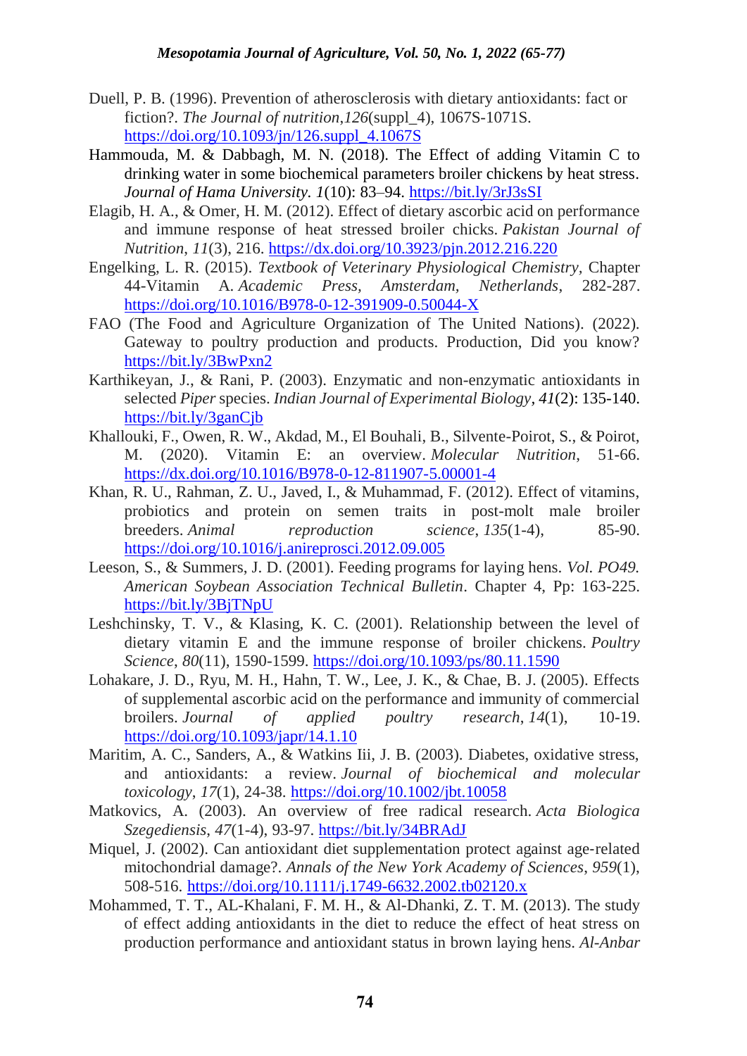Duell, P. B. (1996). Prevention of atherosclerosis with dietary antioxidants: fact or fiction?. *The Journal of nutrition*,*126*(suppl_4), 1067S-1071S. https://doi.org/10.1093/jn/126.suppl_4.1067S

Hammouda, M. & Dabbagh, M. N. (2018). The Effect of adding Vitamin C to drinking water in some biochemical parameters broiler chickens by heat stress. *Journal of Hama University. 1*(10): 83–94. https://bit.ly/3rJ3sSI

Elagib, H. A., & Omer, H. M. (2012). Effect of dietary ascorbic acid on performance and immune response of heat stressed broiler chicks. *Pakistan Journal of Nutrition*, *11*(3), 216. https://dx.doi.org/10.3923/pjn.2012.216.220

Engelking, L. R. (2015). *Textbook of Veterinary Physiological Chemistry*, Chapter 44-Vitamin A. *Academic Press*, *Amsterdam, Netherlands*, 282-287. https://doi.org/10.1016/B978-0-12-391909-0.50044-X

FAO (The Food and Agriculture Organization of The United Nations). (2022). Gateway to poultry production and products. Production, Did you know? https://bit.ly/3BwPxn2

Karthikeyan, J., & Rani, P. (2003). Enzymatic and non-enzymatic antioxidants in selected *Piper* species. *Indian Journal of Experimental Biology*, *41*(2): 135-140. https://bit.ly/3ganCjb

Khallouki, F., Owen, R. W., Akdad, M., El Bouhali, B., Silvente-Poirot, S., & Poirot, M. (2020). Vitamin E: an overview. *Molecular Nutrition*, 51-66. https://dx.doi.org/10.1016/B978-0-12-811907-5.00001-4

Khan, R. U., Rahman, Z. U., Javed, I., & Muhammad, F. (2012). Effect of vitamins, probiotics and protein on semen traits in post-molt male broiler breeders. *Animal reproduction science*, *135*(1-4), 85-90. https://doi.org/10.1016/j.anireprosci.2012.09.005

Leeson, S., & Summers, J. D. (2001). Feeding programs for laying hens. *Vol. PO49. American Soybean Association Technical Bulletin*. Chapter 4, Pp: 163-225. https://bit.ly/3BjTNpU

Leshchinsky, T. V., & Klasing, K. C. (2001). Relationship between the level of dietary vitamin E and the immune response of broiler chickens. *Poultry Science*, *80*(11), 1590-1599. https://doi.org/10.1093/ps/80.11.1590

Lohakare, J. D., Ryu, M. H., Hahn, T. W., Lee, J. K., & Chae, B. J. (2005). Effects of supplemental ascorbic acid on the performance and immunity of commercial broilers. *Journal of applied poultry research*, *14*(1), 10-19. https://doi.org/10.1093/japr/14.1.10

Maritim, A. C., Sanders, A., & Watkins Iii, J. B. (2003). Diabetes, oxidative stress, and antioxidants: a review. *Journal of biochemical and molecular toxicology*, *17*(1), 24-38. https://doi.org/10.1002/jbt.10058

Matkovics, A. (2003). An overview of free radical research. *Acta Biologica Szegediensis*, *47*(1-4), 93-97. https://bit.ly/34BRAdJ

Miquel, J. (2002). Can antioxidant diet supplementation protect against age-related mitochondrial damage?. *Annals of the New York Academy of Sciences*, *959*(1), 508-516. https://doi.org/10.1111/j.1749-6632.2002.tb02120.x

Mohammed, T. T., AL-Khalani, F. M. H., & Al-Dhanki, Z. T. M. (2013). The study of effect adding antioxidants in the diet to reduce the effect of heat stress on production performance and antioxidant status in brown laying hens. *Al-Anbar*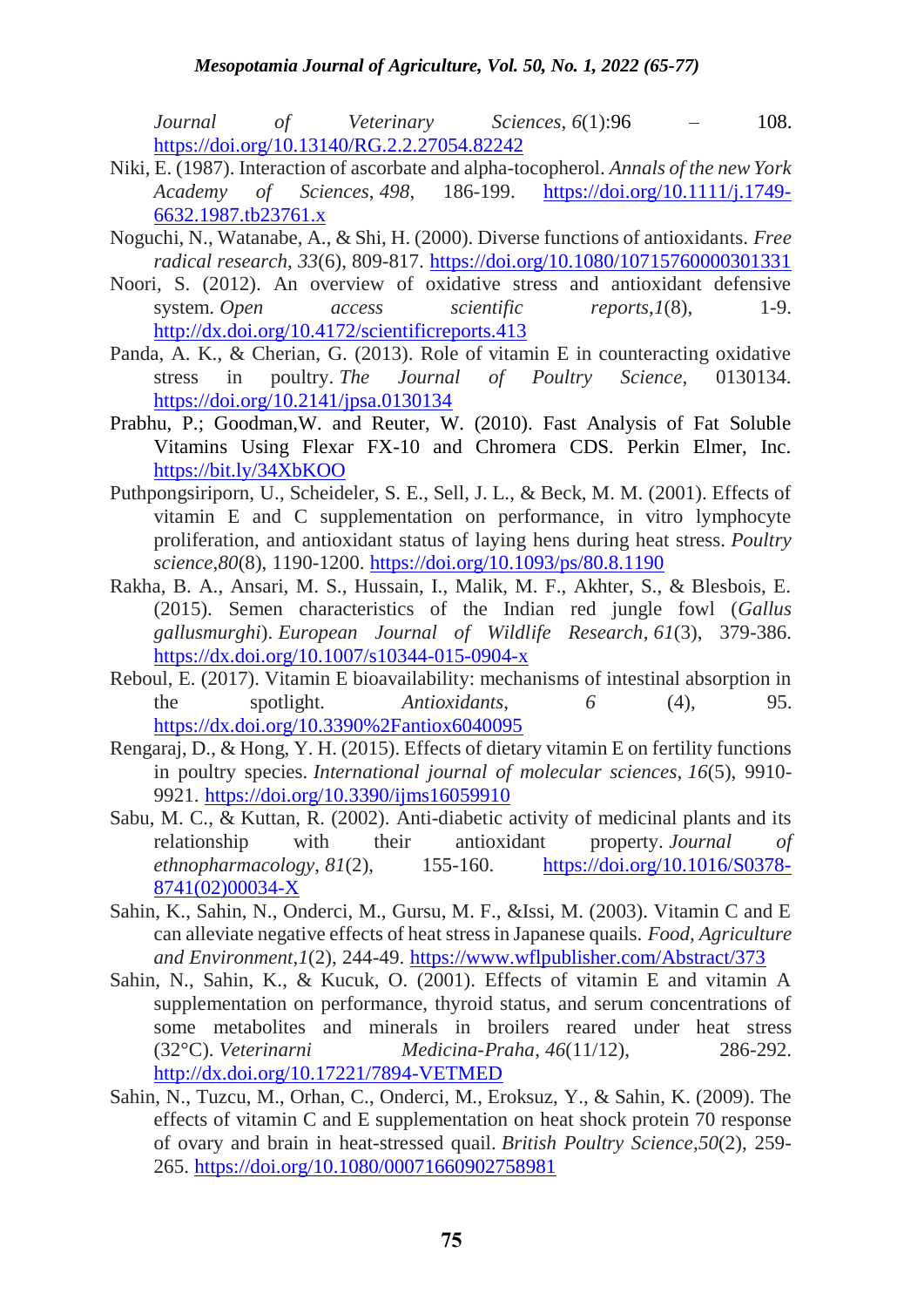*Journal of Veterinary Sciences*, *6*(1):96 – 108. https://doi.org/10.13140/RG.2.2.27054.82242

Niki, E. (1987). Interaction of ascorbate and alpha-tocopherol. *Annals of the new York Academy of Sciences*, *498*, 186-199. https://doi.org/10.1111/j.1749-6632.1987.tb23761.x

Noguchi, N., Watanabe, A., & Shi, H. (2000). Diverse functions of antioxidants. *Free radical research*, *33*(6), 809-817. https://doi.org/10.1080/10715760000301331

Noori, S. (2012). An overview of oxidative stress and antioxidant defensive system. *Open access scientific reports*,*1*(8), 1-9. http://dx.doi.org/10.4172/scientificreports.413

Panda, A. K., & Cherian, G. (2013). Role of vitamin E in counteracting oxidative stress in poultry. *The Journal of Poultry Science*, 0130134. https://doi.org/10.2141/jpsa.0130134

Prabhu, P.; Goodman,W. and Reuter, W. (2010). Fast Analysis of Fat Soluble Vitamins Using Flexar FX-10 and Chromera CDS. Perkin Elmer, Inc. https://bit.ly/34XbKOO

Puthpongsiriporn, U., Scheideler, S. E., Sell, J. L., & Beck, M. M. (2001). Effects of vitamin E and C supplementation on performance, in vitro lymphocyte proliferation, and antioxidant status of laying hens during heat stress. *Poultry science*,*80*(8), 1190-1200. https://doi.org/10.1093/ps/80.8.1190

Rakha, B. A., Ansari, M. S., Hussain, I., Malik, M. F., Akhter, S., & Blesbois, E. (2015). Semen characteristics of the Indian red jungle fowl (*Gallus gallusmurghi*). *European Journal of Wildlife Research*, *61*(3), 379-386. https://dx.doi.org/10.1007/s10344-015-0904-x

Reboul, E. (2017). Vitamin E bioavailability: mechanisms of intestinal absorption in the spotlight. *Antioxidants*, *6* (4), 95. https://dx.doi.org/10.3390%2Fantiox6040095

Rengaraj, D., & Hong, Y. H. (2015). Effects of dietary vitamin E on fertility functions in poultry species. *International journal of molecular sciences*, *16*(5), 9910-9921. https://doi.org/10.3390/ijms16059910

Sabu, M. C., & Kuttan, R. (2002). Anti-diabetic activity of medicinal plants and its relationship with their antioxidant property. *Journal of ethnopharmacology*, *81*(2), 155-160. https://doi.org/10.1016/S0378-8741(02)00034-X

Sahin, K., Sahin, N., Onderci, M., Gursu, M. F., &Issi, M. (2003). Vitamin C and E can alleviate negative effects of heat stress in Japanese quails. *Food, Agriculture and Environment*,*1*(2), 244-49. https://www.wflpublisher.com/Abstract/373

Sahin, N., Sahin, K., & Kucuk, O. (2001). Effects of vitamin E and vitamin A supplementation on performance, thyroid status, and serum concentrations of some metabolites and minerals in broilers reared under heat stress (32°C). *Veterinarni Medicina-Praha*, *46*(11/12), 286-292. http://dx.doi.org/10.17221/7894-VETMED

Sahin, N., Tuzcu, M., Orhan, C., Onderci, M., Eroksuz, Y., & Sahin, K. (2009). The effects of vitamin C and E supplementation on heat shock protein 70 response of ovary and brain in heat-stressed quail. *British Poultry Science*,*50*(2), 259-265. https://doi.org/10.1080/00071660902758981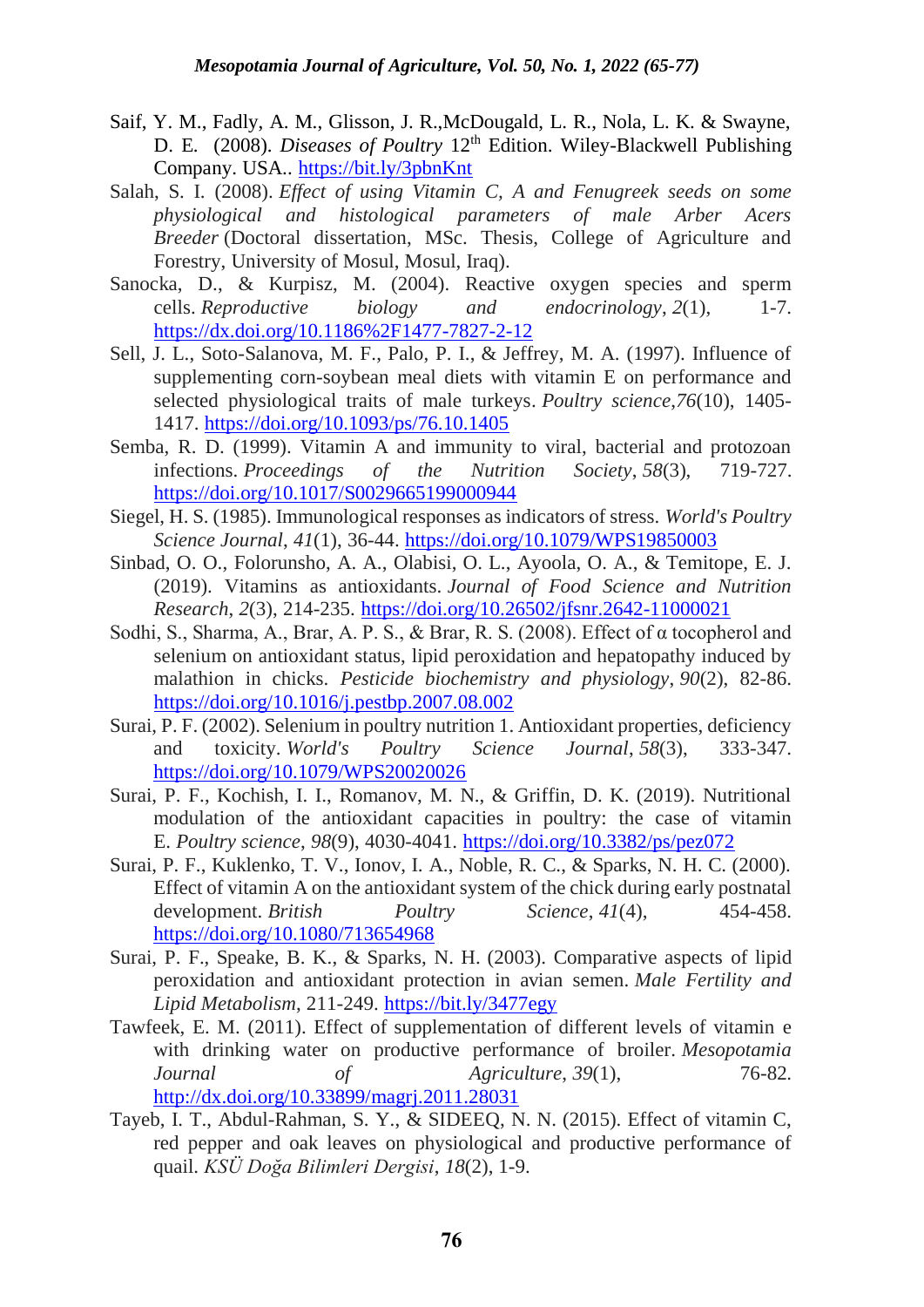Saif, Y. M., Fadly, A. M., Glisson, J. R.,McDougald, L. R., Nola, L. K. & Swayne, D. E. (2008). *Diseases of Poultry* 12th Edition. Wiley-Blackwell Publishing Company. USA.. https://bit.ly/3pbnKnt

Salah, S. I. (2008). *Effect of using Vitamin C, A and Fenugreek seeds on some physiological and histological parameters of male Arber Acers Breeder* (Doctoral dissertation, MSc. Thesis, College of Agriculture and Forestry, University of Mosul, Mosul, Iraq).

Sanocka, D., & Kurpisz, M. (2004). Reactive oxygen species and sperm cells. *Reproductive biology and endocrinology*, *2*(1), 1-7. https://dx.doi.org/10.1186%2F1477-7827-2-12

Sell, J. L., Soto-Salanova, M. F., Palo, P. I., & Jeffrey, M. A. (1997). Influence of supplementing corn-soybean meal diets with vitamin E on performance and selected physiological traits of male turkeys. *Poultry science*,*76*(10), 1405-1417. https://doi.org/10.1093/ps/76.10.1405

Semba, R. D. (1999). Vitamin A and immunity to viral, bacterial and protozoan infections. *Proceedings of the Nutrition Society*, *58*(3), 719-727. https://doi.org/10.1017/S0029665199000944

Siegel, H. S. (1985). Immunological responses as indicators of stress. *World's Poultry Science Journal*, *41*(1), 36-44. https://doi.org/10.1079/WPS19850003

Sinbad, O. O., Folorunsho, A. A., Olabisi, O. L., Ayoola, O. A., & Temitope, E. J. (2019). Vitamins as antioxidants. *Journal of Food Science and Nutrition Research*, *2*(3), 214-235. https://doi.org/10.26502/jfsnr.2642-11000021

Sodhi, S., Sharma, A., Brar, A. P. S., & Brar, R. S. (2008). Effect of α tocopherol and selenium on antioxidant status, lipid peroxidation and hepatopathy induced by malathion in chicks. *Pesticide biochemistry and physiology*, *90*(2), 82-86. https://doi.org/10.1016/j.pestbp.2007.08.002

Surai, P. F. (2002). Selenium in poultry nutrition 1. Antioxidant properties, deficiency and toxicity. *World's Poultry Science Journal*, *58*(3), 333-347. https://doi.org/10.1079/WPS20020026

Surai, P. F., Kochish, I. I., Romanov, M. N., & Griffin, D. K. (2019). Nutritional modulation of the antioxidant capacities in poultry: the case of vitamin E. *Poultry science*, *98*(9), 4030-4041. https://doi.org/10.3382/ps/pez072

Surai, P. F., Kuklenko, T. V., Ionov, I. A., Noble, R. C., & Sparks, N. H. C. (2000). Effect of vitamin A on the antioxidant system of the chick during early postnatal development. *British Poultry Science*, *41*(4), 454-458. https://doi.org/10.1080/713654968

Surai, P. F., Speake, B. K., & Sparks, N. H. (2003). Comparative aspects of lipid peroxidation and antioxidant protection in avian semen. *Male Fertility and Lipid Metabolism*, 211-249. https://bit.ly/3477egy

Tawfeek, E. M. (2011). Effect of supplementation of different levels of vitamin e with drinking water on productive performance of broiler. *Mesopotamia Journal of Agriculture*, *39*(1), 76-82. http://dx.doi.org/10.33899/magrj.2011.28031

Tayeb, I. T., Abdul-Rahman, S. Y., & SIDEEQ, N. N. (2015). Effect of vitamin C, red pepper and oak leaves on physiological and productive performance of quail. *KSÜ Doğa Bilimleri Dergisi*, *18*(2), 1-9.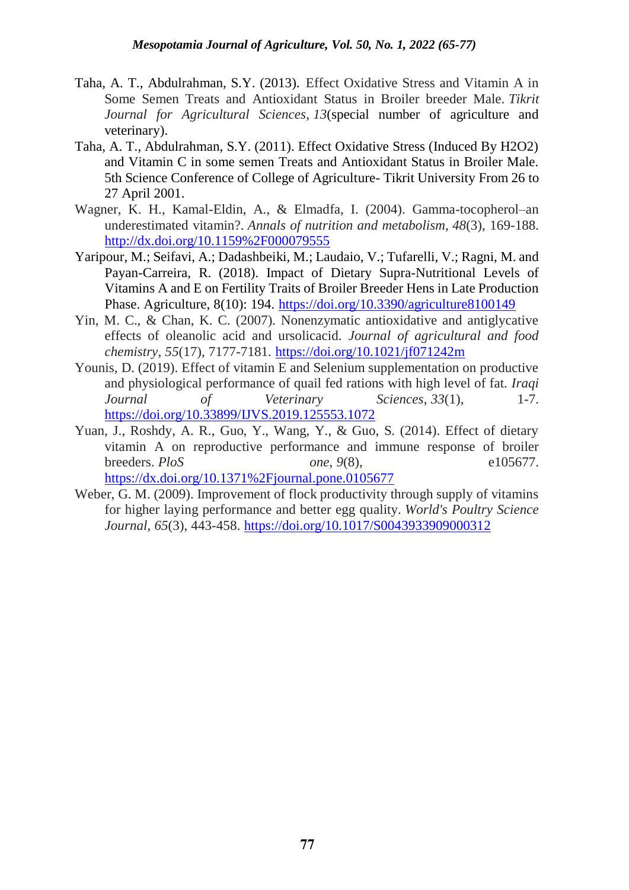Taha, A. T., Abdulrahman, S.Y. (2013). Effect Oxidative Stress and Vitamin A in Some Semen Treats and Antioxidant Status in Broiler breeder Male. *Tikrit Journal for Agricultural Sciences*, *13*(special number of agriculture and veterinary).

Taha, A. T., Abdulrahman, S.Y. (2011). Effect Oxidative Stress (Induced By H2O2) and Vitamin C in some semen Treats and Antioxidant Status in Broiler Male. 5th Science Conference of College of Agriculture- Tikrit University From 26 to 27 April 2001.

Wagner, K. H., Kamal-Eldin, A., & Elmadfa, I. (2004). Gamma-tocopherol–an underestimated vitamin?. *Annals of nutrition and metabolism*, *48*(3), 169-188. http://dx.doi.org/10.1159%2F000079555

Yaripour, M.; Seifavi, A.; Dadashbeiki, M.; Laudaio, V.; Tufarelli, V.; Ragni, M. and Payan-Carreira, R. (2018). Impact of Dietary Supra-Nutritional Levels of Vitamins A and E on Fertility Traits of Broiler Breeder Hens in Late Production Phase. Agriculture, 8(10): 194. https://doi.org/10.3390/agriculture8100149

Yin, M. C., & Chan, K. C. (2007). Nonenzymatic antioxidative and antiglycative effects of oleanolic acid and ursolicacid. *Journal of agricultural and food chemistry*, *55*(17), 7177-7181. https://doi.org/10.1021/jf071242m

Younis, D. (2019). Effect of vitamin E and Selenium supplementation on productive and physiological performance of quail fed rations with high level of fat. *Iraqi Journal of Veterinary Sciences*, *33*(1), 1-7. https://doi.org/10.33899/IJVS.2019.125553.1072

Yuan, J., Roshdy, A. R., Guo, Y., Wang, Y., & Guo, S. (2014). Effect of dietary vitamin A on reproductive performance and immune response of broiler breeders. *PloS one*, *9*(8), e105677. https://dx.doi.org/10.1371%2Fjournal.pone.0105677

Weber, G. M. (2009). Improvement of flock productivity through supply of vitamins for higher laying performance and better egg quality. *World's Poultry Science Journal*, *65*(3), 443-458. https://doi.org/10.1017/S0043933909000312